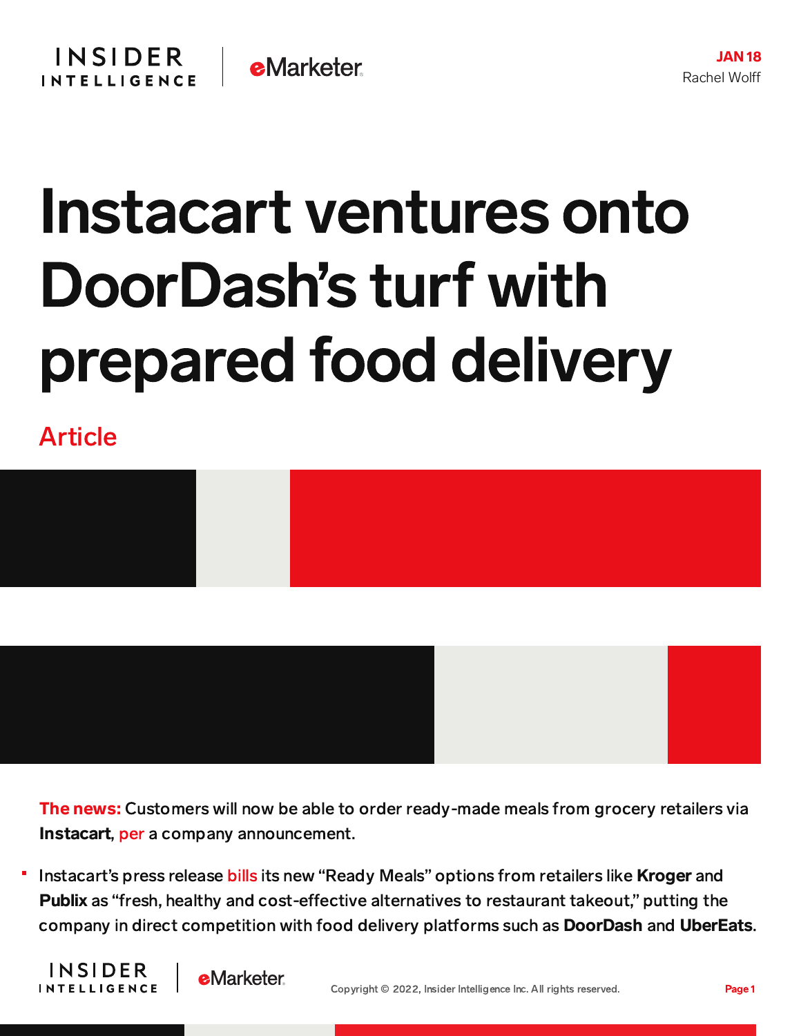JAN 18
Rachel Wolff

# Instacart ventures onto DoorDash's turf with prepared food delivery

Article

**The news:** Customers will now be able to order ready-made meals from grocery retailers via **Instacart**, per a company announcement.

- Instacart's press release bills its new "Ready Meals" options from retailers like **Kroger** and **Publix** as "fresh, healthy and cost-effective alternatives to restaurant takeout," putting the company in direct competition with food delivery platforms such as **DoorDash** and **UberEats**.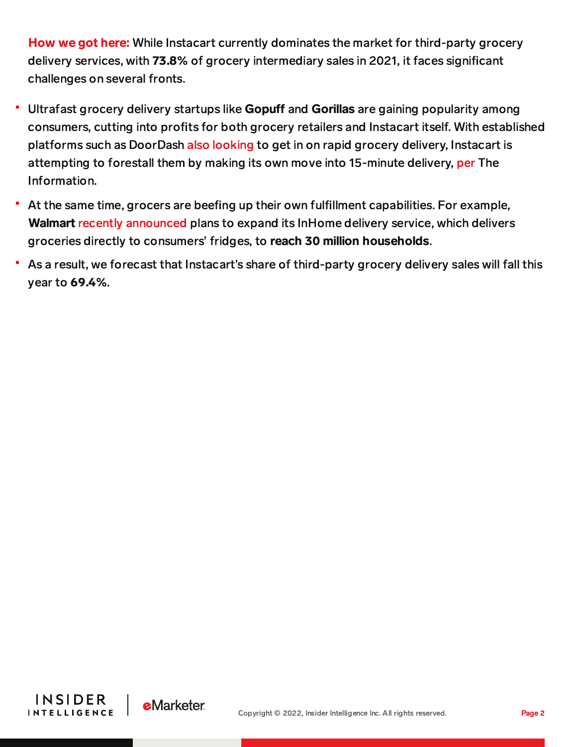**How we got here:** While Instacart currently dominates the market for third-party grocery delivery services, with **73.8%** of grocery intermediary sales in 2021, it faces significant challenges on several fronts.

- Ultrafast grocery delivery startups like **Gopuff** and **Gorillas** are gaining popularity among consumers, cutting into profits for both grocery retailers and Instacart itself. With established platforms such as DoorDash also looking to get in on rapid grocery delivery, Instacart is attempting to forestall them by making its own move into 15-minute delivery, per The Information.
- At the same time, grocers are beefing up their own fulfillment capabilities. For example, **Walmart** recently announced plans to expand its InHome delivery service, which delivers groceries directly to consumers' fridges, to **reach 30 million households**.
- As a result, we forecast that Instacart's share of third-party grocery delivery sales will fall this year to **69.4%**.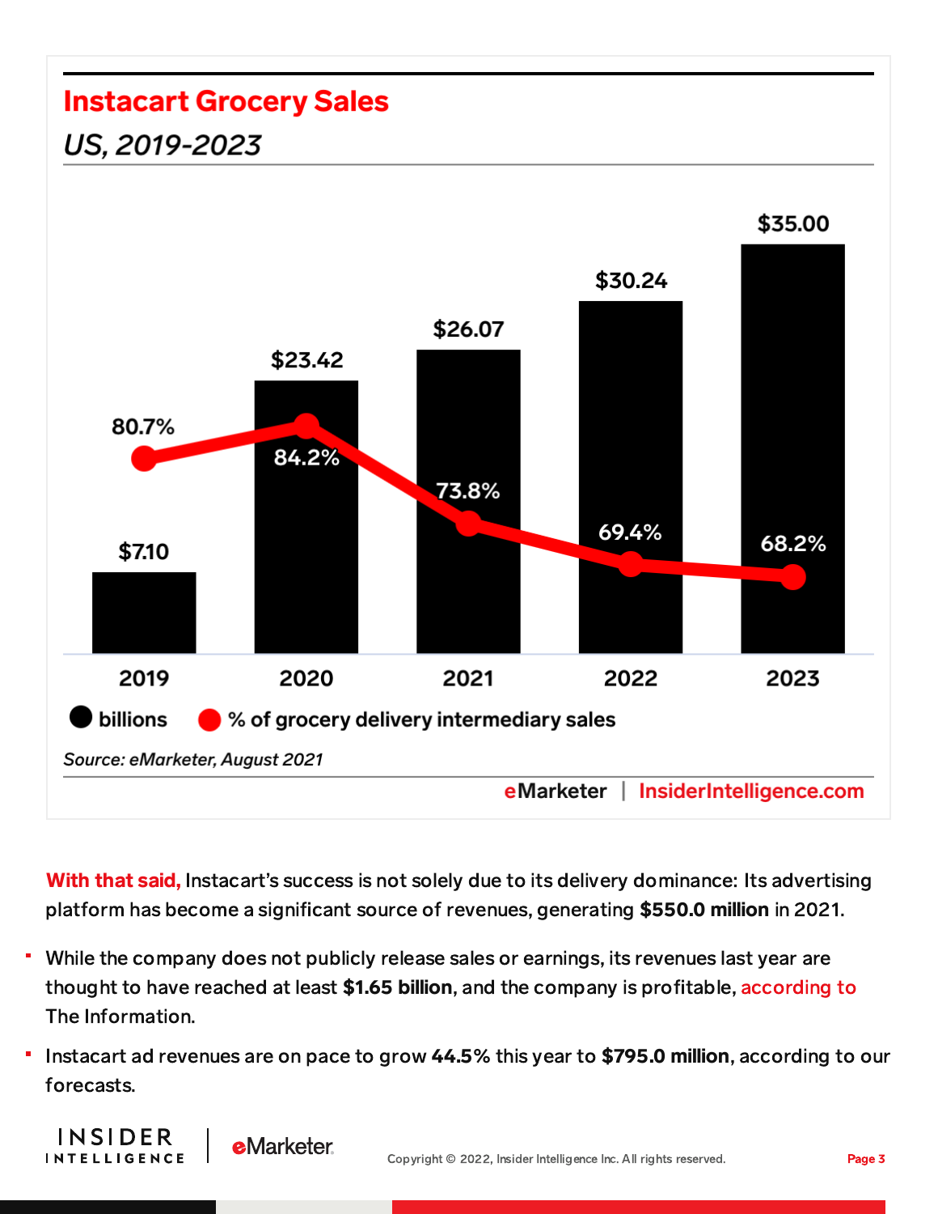## Instacart Grocery Sales

*US, 2019-2023*

| | 2019 | 2020 | 2021 | 2022 | 2023 |
|---|---|---|---|---|---|
| billions | $7.10 | $23.42 | $26.07 | $30.24 | $35.00 |
| % of grocery delivery intermediary sales | 80.7% | 84.2% | 73.8% | 69.4% | 68.2% |

*Source: eMarketer, August 2021*

eMarketer | InsiderIntelligence.com

**With that said,** Instacart's success is not solely due to its delivery dominance: Its advertising platform has become a significant source of revenues, generating **$550.0 million** in 2021.

- While the company does not publicly release sales or earnings, its revenues last year are thought to have reached at least **$1.65 billion**, and the company is profitable, according to The Information.
- Instacart ad revenues are on pace to grow **44.5%** this year to **$795.0 million**, according to our forecasts.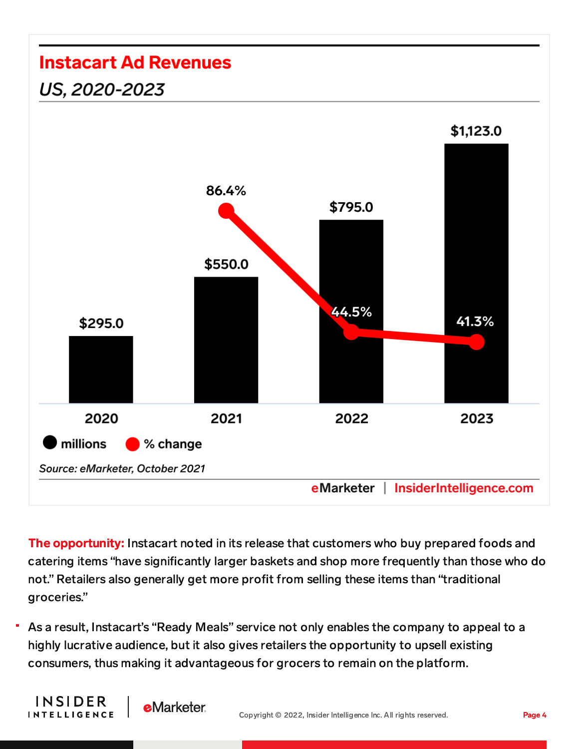## Instacart Ad Revenues

*US, 2020-2023*

| | 2020 | 2021 | 2022 | 2023 |
|---|---|---|---|---|
| millions | $295.0 | $550.0 | $795.0 | $1,123.0 |
| % change | | 86.4% | 44.5% | 41.3% |

*Source: eMarketer, October 2021*

eMarketer | InsiderIntelligence.com

**The opportunity:** Instacart noted in its release that customers who buy prepared foods and catering items "have significantly larger baskets and shop more frequently than those who do not." Retailers also generally get more profit from selling these items than "traditional groceries."

- As a result, Instacart's "Ready Meals" service not only enables the company to appeal to a highly lucrative audience, but it also gives retailers the opportunity to upsell existing consumers, thus making it advantageous for grocers to remain on the platform.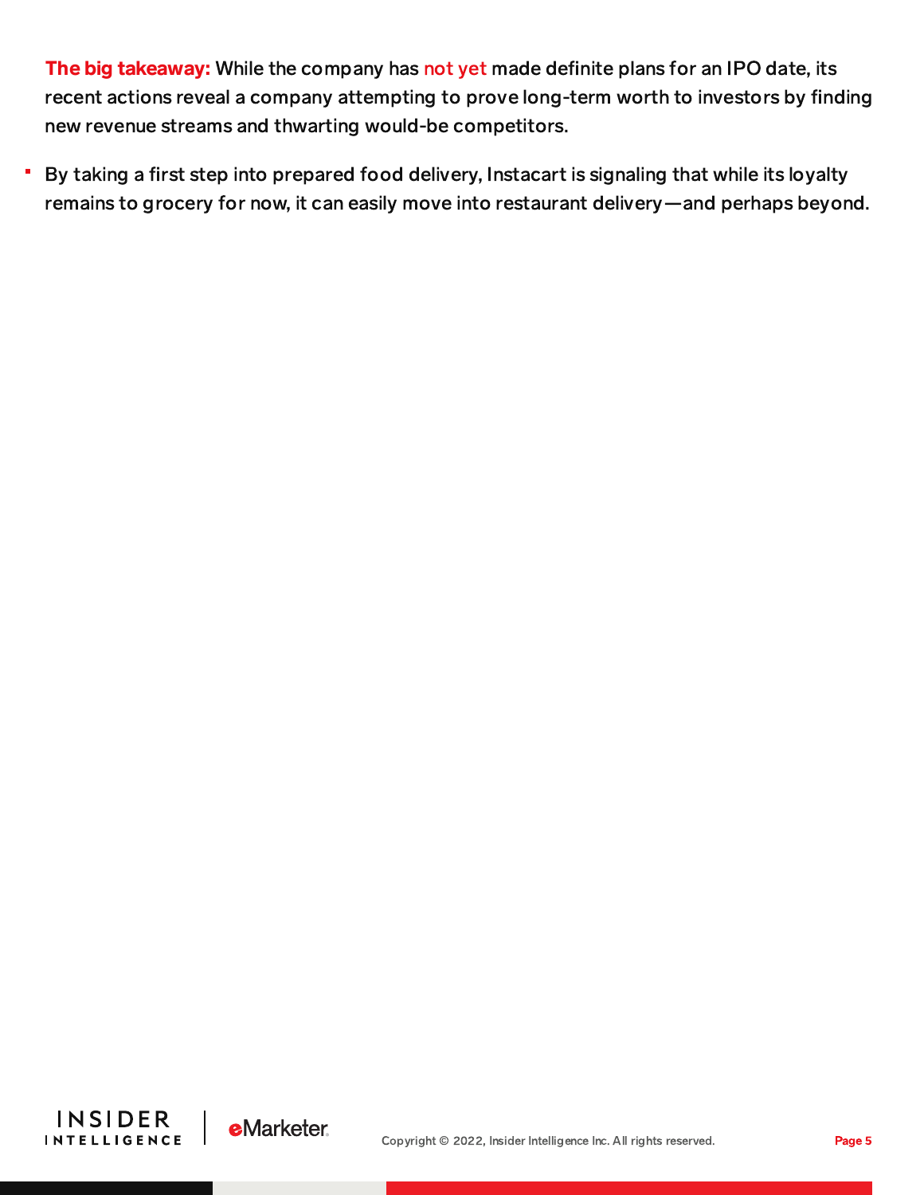**The big takeaway:** While the company has not yet made definite plans for an IPO date, its recent actions reveal a company attempting to prove long-term worth to investors by finding new revenue streams and thwarting would-be competitors.

- By taking a first step into prepared food delivery, Instacart is signaling that while its loyalty remains to grocery for now, it can easily move into restaurant delivery—and perhaps beyond.